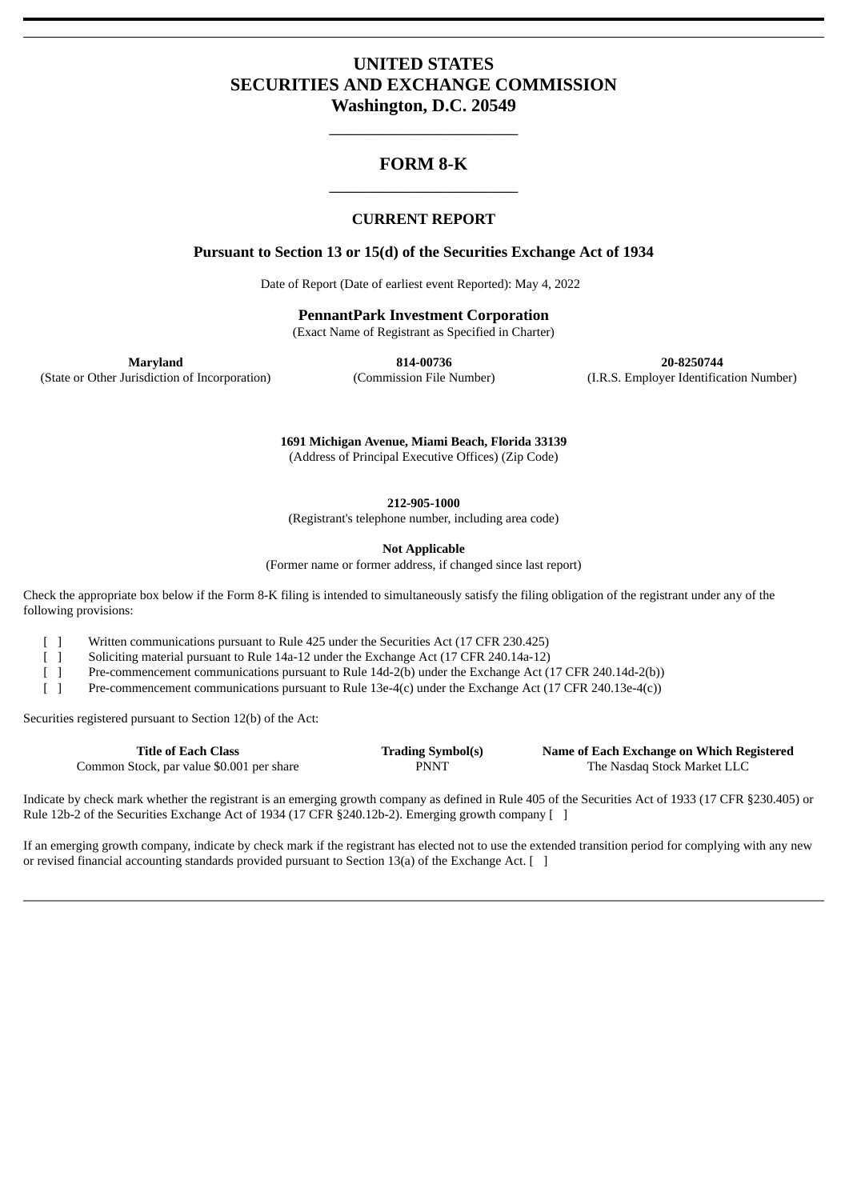# UNITED STATES
# SECURITIES AND EXCHANGE COMMISSION
# Washington, D.C. 20549

---

## FORM 8-K

---

### CURRENT REPORT

### Pursuant to Section 13 or 15(d) of the Securities Exchange Act of 1934

Date of Report (Date of earliest event Reported): May 4, 2022

**PennantPark Investment Corporation**
(Exact Name of Registrant as Specified in Charter)

| **Maryland** | **814-00736** | **20-8250744** |
|---|---|---|
| (State or Other Jurisdiction of Incorporation) | (Commission File Number) | (I.R.S. Employer Identification Number) |

**1691 Michigan Avenue, Miami Beach, Florida 33139**
(Address of Principal Executive Offices) (Zip Code)

**212-905-1000**
(Registrant's telephone number, including area code)

**Not Applicable**
(Former name or former address, if changed since last report)

Check the appropriate box below if the Form 8-K filing is intended to simultaneously satisfy the filing obligation of the registrant under any of the following provisions:

[ ] Written communications pursuant to Rule 425 under the Securities Act (17 CFR 230.425)
[ ] Soliciting material pursuant to Rule 14a-12 under the Exchange Act (17 CFR 240.14a-12)
[ ] Pre-commencement communications pursuant to Rule 14d-2(b) under the Exchange Act (17 CFR 240.14d-2(b))
[ ] Pre-commencement communications pursuant to Rule 13e-4(c) under the Exchange Act (17 CFR 240.13e-4(c))

Securities registered pursuant to Section 12(b) of the Act:

| Title of Each Class | Trading Symbol(s) | Name of Each Exchange on Which Registered |
|---|---|---|
| Common Stock, par value $0.001 per share | PNNT | The Nasdaq Stock Market LLC |

Indicate by check mark whether the registrant is an emerging growth company as defined in Rule 405 of the Securities Act of 1933 (17 CFR §230.405) or Rule 12b-2 of the Securities Exchange Act of 1934 (17 CFR §240.12b-2). Emerging growth company [ ]

If an emerging growth company, indicate by check mark if the registrant has elected not to use the extended transition period for complying with any new or revised financial accounting standards provided pursuant to Section 13(a) of the Exchange Act. [ ]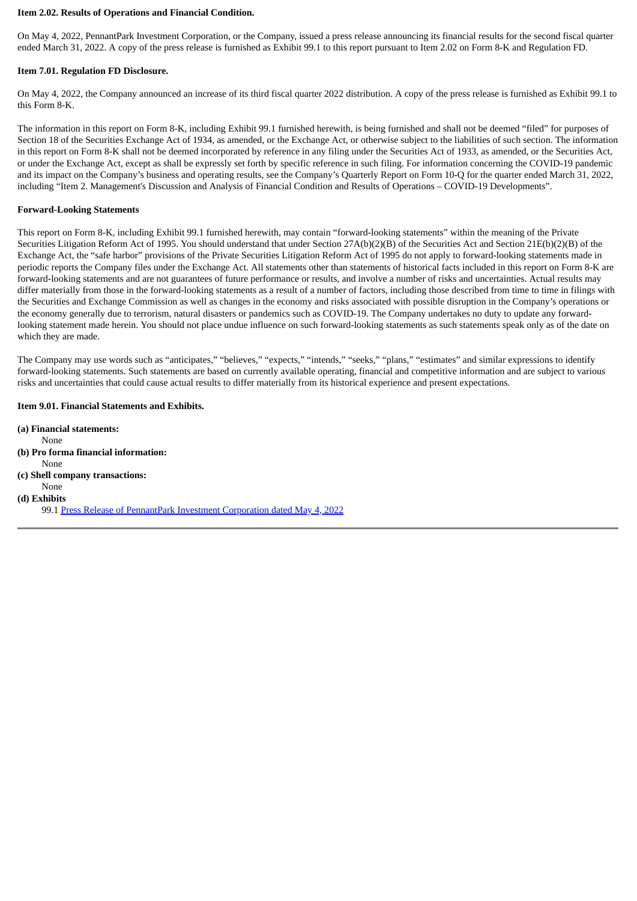**Item 2.02. Results of Operations and Financial Condition.**

On May 4, 2022, PennantPark Investment Corporation, or the Company, issued a press release announcing its financial results for the second fiscal quarter ended March 31, 2022. A copy of the press release is furnished as Exhibit 99.1 to this report pursuant to Item 2.02 on Form 8-K and Regulation FD.

**Item 7.01. Regulation FD Disclosure.**

On May 4, 2022, the Company announced an increase of its third fiscal quarter 2022 distribution. A copy of the press release is furnished as Exhibit 99.1 to this Form 8-K.

The information in this report on Form 8-K, including Exhibit 99.1 furnished herewith, is being furnished and shall not be deemed "filed" for purposes of Section 18 of the Securities Exchange Act of 1934, as amended, or the Exchange Act, or otherwise subject to the liabilities of such section. The information in this report on Form 8-K shall not be deemed incorporated by reference in any filing under the Securities Act of 1933, as amended, or the Securities Act, or under the Exchange Act, except as shall be expressly set forth by specific reference in such filing. For information concerning the COVID-19 pandemic and its impact on the Company's business and operating results, see the Company's Quarterly Report on Form 10-Q for the quarter ended March 31, 2022, including "Item 2. Management's Discussion and Analysis of Financial Condition and Results of Operations – COVID-19 Developments".

**Forward-Looking Statements**

This report on Form 8-K, including Exhibit 99.1 furnished herewith, may contain "forward-looking statements" within the meaning of the Private Securities Litigation Reform Act of 1995. You should understand that under Section 27A(b)(2)(B) of the Securities Act and Section 21E(b)(2)(B) of the Exchange Act, the "safe harbor" provisions of the Private Securities Litigation Reform Act of 1995 do not apply to forward-looking statements made in periodic reports the Company files under the Exchange Act. All statements other than statements of historical facts included in this report on Form 8-K are forward-looking statements and are not guarantees of future performance or results, and involve a number of risks and uncertainties. Actual results may differ materially from those in the forward-looking statements as a result of a number of factors, including those described from time to time in filings with the Securities and Exchange Commission as well as changes in the economy and risks associated with possible disruption in the Company's operations or the economy generally due to terrorism, natural disasters or pandemics such as COVID-19. The Company undertakes no duty to update any forward-looking statement made herein. You should not place undue influence on such forward-looking statements as such statements speak only as of the date on which they are made.

The Company may use words such as "anticipates," "believes," "expects," "intends," "seeks," "plans," "estimates" and similar expressions to identify forward-looking statements. Such statements are based on currently available operating, financial and competitive information and are subject to various risks and uncertainties that could cause actual results to differ materially from its historical experience and present expectations.

**Item 9.01. Financial Statements and Exhibits.**

**(a) Financial statements:**

None

**(b) Pro forma financial information:**

None

**(c) Shell company transactions:**

None

**(d) Exhibits**

99.1 Press Release of PennantPark Investment Corporation dated May 4, 2022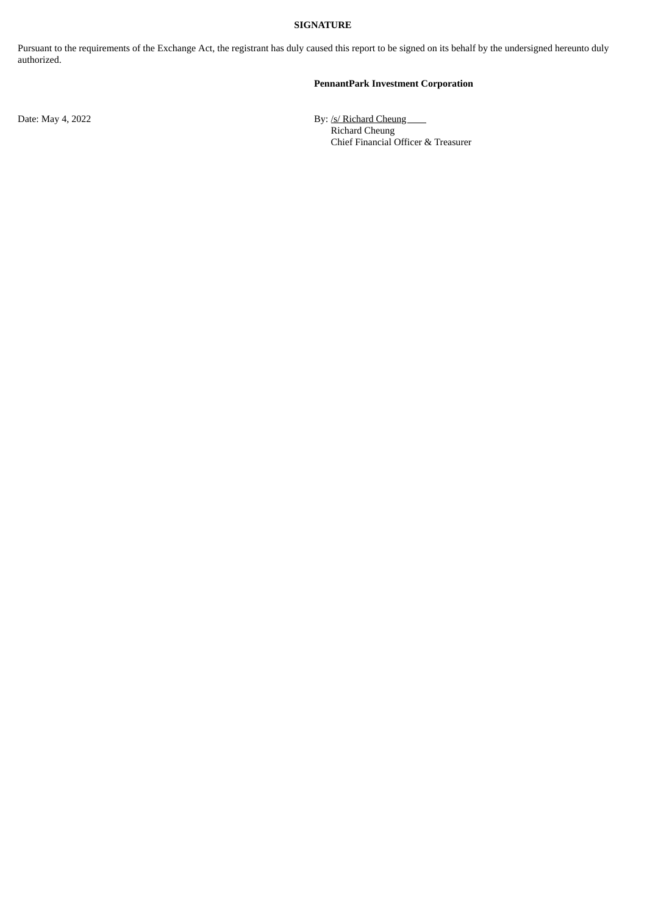**SIGNATURE**

Pursuant to the requirements of the Exchange Act, the registrant has duly caused this report to be signed on its behalf by the undersigned hereunto duly authorized.

**PennantPark Investment Corporation**

Date: May 4, 2022

By: /s/ Richard Cheung
Richard Cheung
Chief Financial Officer & Treasurer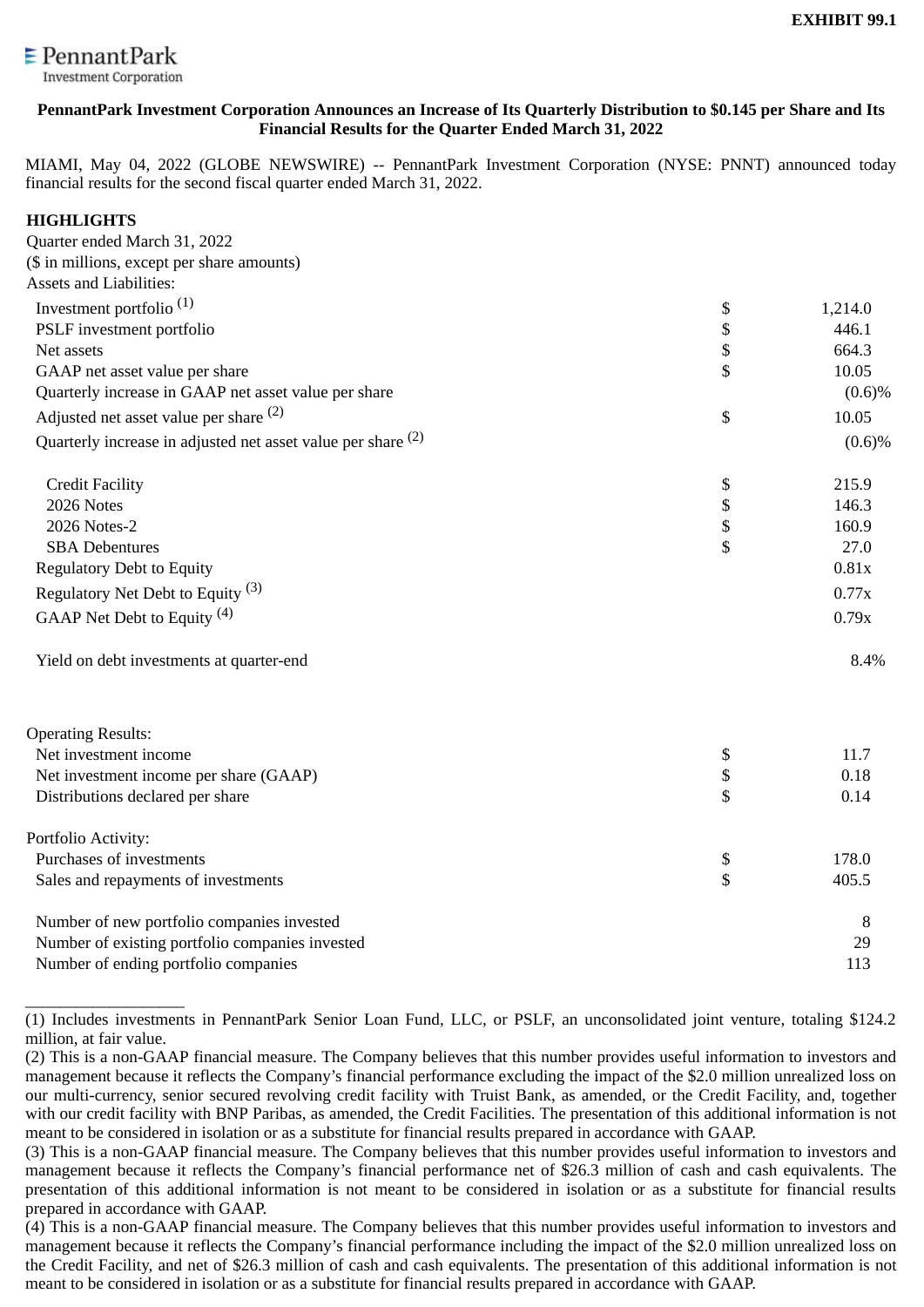EXHIBIT 99.1

PennantPark
Investment Corporation

**PennantPark Investment Corporation Announces an Increase of Its Quarterly Distribution to $0.145 per Share and Its Financial Results for the Quarter Ended March 31, 2022**

MIAMI, May 04, 2022 (GLOBE NEWSWIRE) -- PennantPark Investment Corporation (NYSE: PNNT) announced today financial results for the second fiscal quarter ended March 31, 2022.

**HIGHLIGHTS**

Quarter ended March 31, 2022
($ in millions, except per share amounts)

| | | |
|---|---|---|
| **Assets and Liabilities:** | | |
| Investment portfolio [(1)] | $ | 1,214.0 |
| PSLF investment portfolio | $ | 446.1 |
| Net assets | $ | 664.3 |
| GAAP net asset value per share | $ | 10.05 |
| Quarterly increase in GAAP net asset value per share | | (0.6)% |
| Adjusted net asset value per share [(2)] | $ | 10.05 |
| Quarterly increase in adjusted net asset value per share [(2)] | | (0.6)% |
| Credit Facility | $ | 215.9 |
| 2026 Notes | $ | 146.3 |
| 2026 Notes-2 | $ | 160.9 |
| SBA Debentures | $ | 27.0 |
| Regulatory Debt to Equity | | 0.81x |
| Regulatory Net Debt to Equity [(3)] | | 0.77x |
| GAAP Net Debt to Equity [(4)] | | 0.79x |
| Yield on debt investments at quarter-end | | 8.4% |
| **Operating Results:** | | |
| Net investment income | $ | 11.7 |
| Net investment income per share (GAAP) | $ | 0.18 |
| Distributions declared per share | $ | 0.14 |
| **Portfolio Activity:** | | |
| Purchases of investments | $ | 178.0 |
| Sales and repayments of investments | $ | 405.5 |
| Number of new portfolio companies invested | | 8 |
| Number of existing portfolio companies invested | | 29 |
| Number of ending portfolio companies | | 113 |

___________________

(1) Includes investments in PennantPark Senior Loan Fund, LLC, or PSLF, an unconsolidated joint venture, totaling $124.2 million, at fair value.

(2) This is a non-GAAP financial measure. The Company believes that this number provides useful information to investors and management because it reflects the Company's financial performance excluding the impact of the $2.0 million unrealized loss on our multi-currency, senior secured revolving credit facility with Truist Bank, as amended, or the Credit Facility, and, together with our credit facility with BNP Paribas, as amended, the Credit Facilities. The presentation of this additional information is not meant to be considered in isolation or as a substitute for financial results prepared in accordance with GAAP.

(3) This is a non-GAAP financial measure. The Company believes that this number provides useful information to investors and management because it reflects the Company's financial performance net of $26.3 million of cash and cash equivalents. The presentation of this additional information is not meant to be considered in isolation or as a substitute for financial results prepared in accordance with GAAP.

(4) This is a non-GAAP financial measure. The Company believes that this number provides useful information to investors and management because it reflects the Company's financial performance including the impact of the $2.0 million unrealized loss on the Credit Facility, and net of $26.3 million of cash and cash equivalents. The presentation of this additional information is not meant to be considered in isolation or as a substitute for financial results prepared in accordance with GAAP.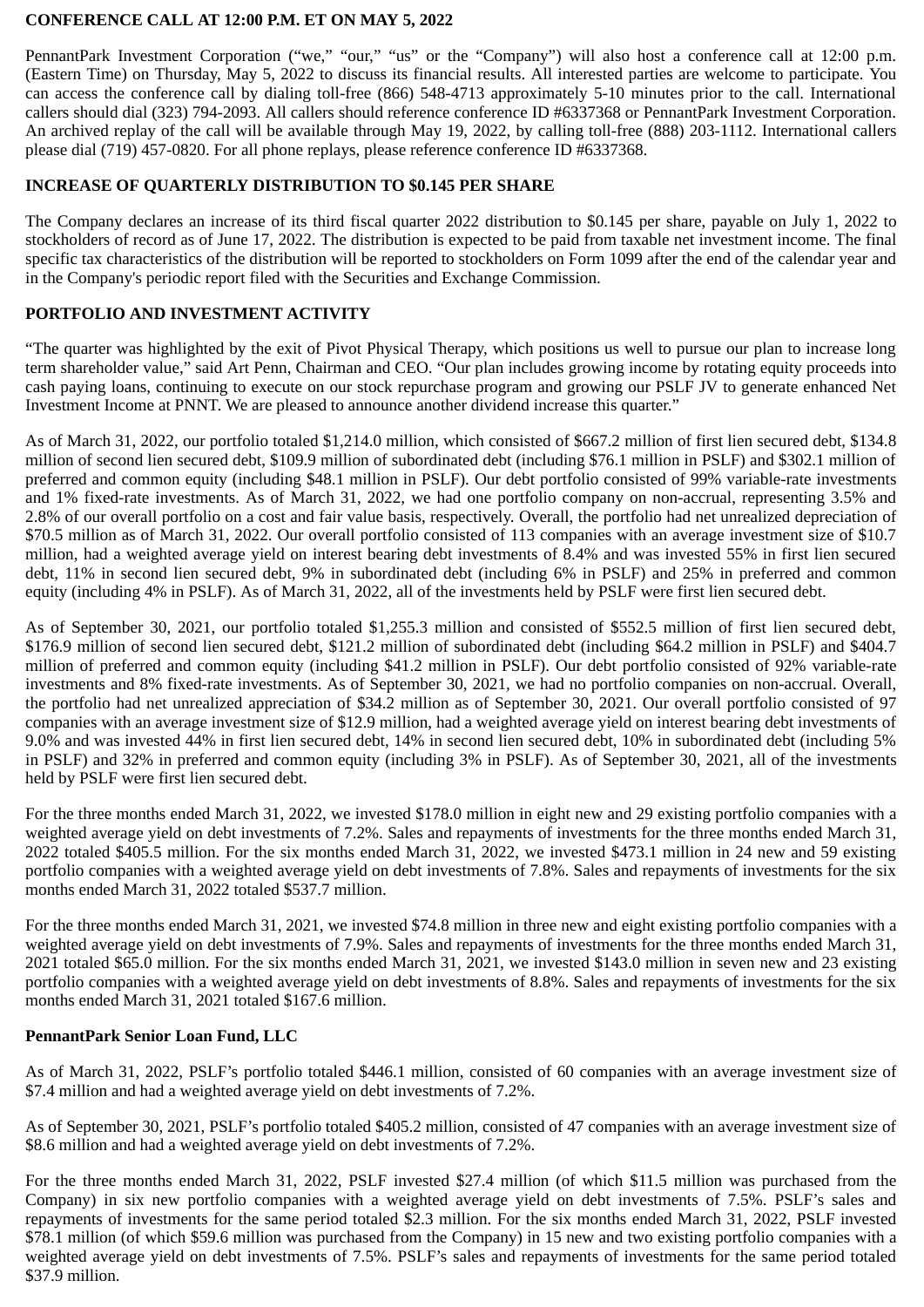## CONFERENCE CALL AT 12:00 P.M. ET ON MAY 5, 2022

PennantPark Investment Corporation ("we," "our," "us" or the "Company") will also host a conference call at 12:00 p.m. (Eastern Time) on Thursday, May 5, 2022 to discuss its financial results. All interested parties are welcome to participate. You can access the conference call by dialing toll-free (866) 548-4713 approximately 5-10 minutes prior to the call. International callers should dial (323) 794-2093. All callers should reference conference ID #6337368 or PennantPark Investment Corporation. An archived replay of the call will be available through May 19, 2022, by calling toll-free (888) 203-1112. International callers please dial (719) 457-0820. For all phone replays, please reference conference ID #6337368.

## INCREASE OF QUARTERLY DISTRIBUTION TO $0.145 PER SHARE

The Company declares an increase of its third fiscal quarter 2022 distribution to $0.145 per share, payable on July 1, 2022 to stockholders of record as of June 17, 2022. The distribution is expected to be paid from taxable net investment income. The final specific tax characteristics of the distribution will be reported to stockholders on Form 1099 after the end of the calendar year and in the Company's periodic report filed with the Securities and Exchange Commission.

## PORTFOLIO AND INVESTMENT ACTIVITY

"The quarter was highlighted by the exit of Pivot Physical Therapy, which positions us well to pursue our plan to increase long term shareholder value," said Art Penn, Chairman and CEO. "Our plan includes growing income by rotating equity proceeds into cash paying loans, continuing to execute on our stock repurchase program and growing our PSLF JV to generate enhanced Net Investment Income at PNNT. We are pleased to announce another dividend increase this quarter."

As of March 31, 2022, our portfolio totaled $1,214.0 million, which consisted of $667.2 million of first lien secured debt, $134.8 million of second lien secured debt, $109.9 million of subordinated debt (including $76.1 million in PSLF) and $302.1 million of preferred and common equity (including $48.1 million in PSLF). Our debt portfolio consisted of 99% variable-rate investments and 1% fixed-rate investments. As of March 31, 2022, we had one portfolio company on non-accrual, representing 3.5% and 2.8% of our overall portfolio on a cost and fair value basis, respectively. Overall, the portfolio had net unrealized depreciation of $70.5 million as of March 31, 2022. Our overall portfolio consisted of 113 companies with an average investment size of $10.7 million, had a weighted average yield on interest bearing debt investments of 8.4% and was invested 55% in first lien secured debt, 11% in second lien secured debt, 9% in subordinated debt (including 6% in PSLF) and 25% in preferred and common equity (including 4% in PSLF). As of March 31, 2022, all of the investments held by PSLF were first lien secured debt.

As of September 30, 2021, our portfolio totaled $1,255.3 million and consisted of $552.5 million of first lien secured debt, $176.9 million of second lien secured debt, $121.2 million of subordinated debt (including $64.2 million in PSLF) and $404.7 million of preferred and common equity (including $41.2 million in PSLF). Our debt portfolio consisted of 92% variable-rate investments and 8% fixed-rate investments. As of September 30, 2021, we had no portfolio companies on non-accrual. Overall, the portfolio had net unrealized appreciation of $34.2 million as of September 30, 2021. Our overall portfolio consisted of 97 companies with an average investment size of $12.9 million, had a weighted average yield on interest bearing debt investments of 9.0% and was invested 44% in first lien secured debt, 14% in second lien secured debt, 10% in subordinated debt (including 5% in PSLF) and 32% in preferred and common equity (including 3% in PSLF). As of September 30, 2021, all of the investments held by PSLF were first lien secured debt.

For the three months ended March 31, 2022, we invested $178.0 million in eight new and 29 existing portfolio companies with a weighted average yield on debt investments of 7.2%. Sales and repayments of investments for the three months ended March 31, 2022 totaled $405.5 million. For the six months ended March 31, 2022, we invested $473.1 million in 24 new and 59 existing portfolio companies with a weighted average yield on debt investments of 7.8%. Sales and repayments of investments for the six months ended March 31, 2022 totaled $537.7 million.

For the three months ended March 31, 2021, we invested $74.8 million in three new and eight existing portfolio companies with a weighted average yield on debt investments of 7.9%. Sales and repayments of investments for the three months ended March 31, 2021 totaled $65.0 million. For the six months ended March 31, 2021, we invested $143.0 million in seven new and 23 existing portfolio companies with a weighted average yield on debt investments of 8.8%. Sales and repayments of investments for the six months ended March 31, 2021 totaled $167.6 million.

### PennantPark Senior Loan Fund, LLC

As of March 31, 2022, PSLF's portfolio totaled $446.1 million, consisted of 60 companies with an average investment size of $7.4 million and had a weighted average yield on debt investments of 7.2%.

As of September 30, 2021, PSLF's portfolio totaled $405.2 million, consisted of 47 companies with an average investment size of $8.6 million and had a weighted average yield on debt investments of 7.2%.

For the three months ended March 31, 2022, PSLF invested $27.4 million (of which $11.5 million was purchased from the Company) in six new portfolio companies with a weighted average yield on debt investments of 7.5%. PSLF's sales and repayments of investments for the same period totaled $2.3 million. For the six months ended March 31, 2022, PSLF invested $78.1 million (of which $59.6 million was purchased from the Company) in 15 new and two existing portfolio companies with a weighted average yield on debt investments of 7.5%. PSLF's sales and repayments of investments for the same period totaled $37.9 million.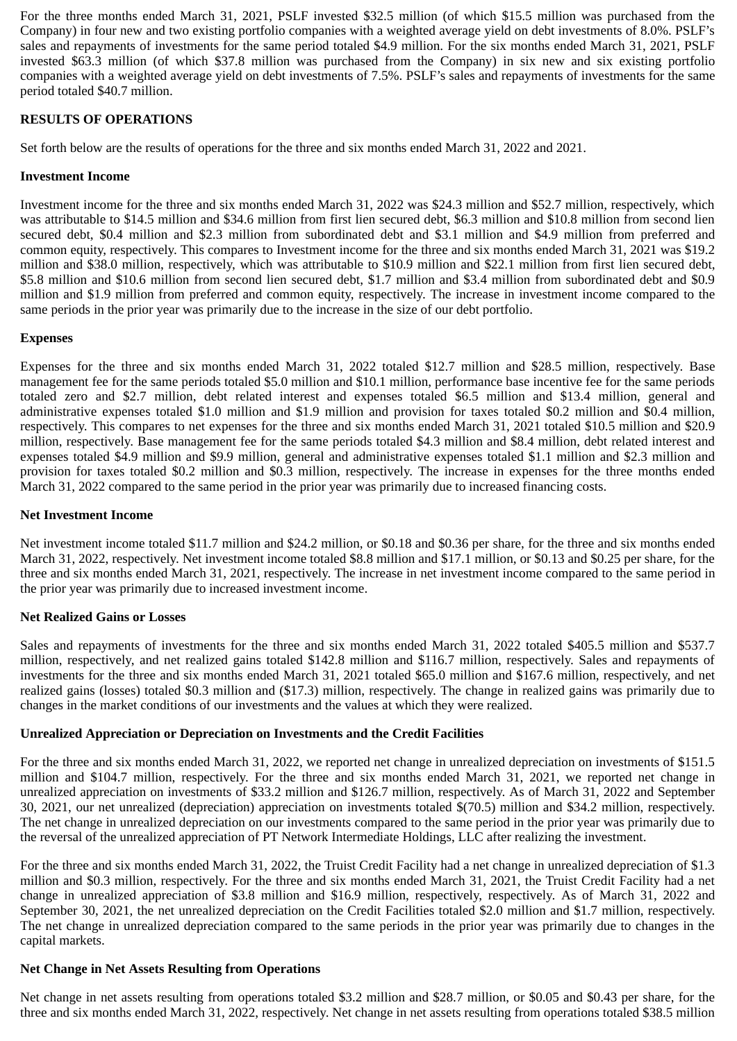For the three months ended March 31, 2021, PSLF invested $32.5 million (of which $15.5 million was purchased from the Company) in four new and two existing portfolio companies with a weighted average yield on debt investments of 8.0%. PSLF's sales and repayments of investments for the same period totaled $4.9 million. For the six months ended March 31, 2021, PSLF invested $63.3 million (of which $37.8 million was purchased from the Company) in six new and six existing portfolio companies with a weighted average yield on debt investments of 7.5%. PSLF's sales and repayments of investments for the same period totaled $40.7 million.

**RESULTS OF OPERATIONS**

Set forth below are the results of operations for the three and six months ended March 31, 2022 and 2021.

**Investment Income**

Investment income for the three and six months ended March 31, 2022 was $24.3 million and $52.7 million, respectively, which was attributable to $14.5 million and $34.6 million from first lien secured debt, $6.3 million and $10.8 million from second lien secured debt, $0.4 million and $2.3 million from subordinated debt and $3.1 million and $4.9 million from preferred and common equity, respectively. This compares to Investment income for the three and six months ended March 31, 2021 was $19.2 million and $38.0 million, respectively, which was attributable to $10.9 million and $22.1 million from first lien secured debt, $5.8 million and $10.6 million from second lien secured debt, $1.7 million and $3.4 million from subordinated debt and $0.9 million and $1.9 million from preferred and common equity, respectively. The increase in investment income compared to the same periods in the prior year was primarily due to the increase in the size of our debt portfolio.

**Expenses**

Expenses for the three and six months ended March 31, 2022 totaled $12.7 million and $28.5 million, respectively. Base management fee for the same periods totaled $5.0 million and $10.1 million, performance base incentive fee for the same periods totaled zero and $2.7 million, debt related interest and expenses totaled $6.5 million and $13.4 million, general and administrative expenses totaled $1.0 million and $1.9 million and provision for taxes totaled $0.2 million and $0.4 million, respectively. This compares to net expenses for the three and six months ended March 31, 2021 totaled $10.5 million and $20.9 million, respectively. Base management fee for the same periods totaled $4.3 million and $8.4 million, debt related interest and expenses totaled $4.9 million and $9.9 million, general and administrative expenses totaled $1.1 million and $2.3 million and provision for taxes totaled $0.2 million and $0.3 million, respectively. The increase in expenses for the three months ended March 31, 2022 compared to the same period in the prior year was primarily due to increased financing costs.

**Net Investment Income**

Net investment income totaled $11.7 million and $24.2 million, or $0.18 and $0.36 per share, for the three and six months ended March 31, 2022, respectively. Net investment income totaled $8.8 million and $17.1 million, or $0.13 and $0.25 per share, for the three and six months ended March 31, 2021, respectively. The increase in net investment income compared to the same period in the prior year was primarily due to increased investment income.

**Net Realized Gains or Losses**

Sales and repayments of investments for the three and six months ended March 31, 2022 totaled $405.5 million and $537.7 million, respectively, and net realized gains totaled $142.8 million and $116.7 million, respectively. Sales and repayments of investments for the three and six months ended March 31, 2021 totaled $65.0 million and $167.6 million, respectively, and net realized gains (losses) totaled $0.3 million and ($17.3) million, respectively. The change in realized gains was primarily due to changes in the market conditions of our investments and the values at which they were realized.

**Unrealized Appreciation or Depreciation on Investments and the Credit Facilities**

For the three and six months ended March 31, 2022, we reported net change in unrealized depreciation on investments of $151.5 million and $104.7 million, respectively. For the three and six months ended March 31, 2021, we reported net change in unrealized appreciation on investments of $33.2 million and $126.7 million, respectively. As of March 31, 2022 and September 30, 2021, our net unrealized (depreciation) appreciation on investments totaled $(70.5) million and $34.2 million, respectively. The net change in unrealized depreciation on our investments compared to the same period in the prior year was primarily due to the reversal of the unrealized appreciation of PT Network Intermediate Holdings, LLC after realizing the investment.

For the three and six months ended March 31, 2022, the Truist Credit Facility had a net change in unrealized depreciation of $1.3 million and $0.3 million, respectively. For the three and six months ended March 31, 2021, the Truist Credit Facility had a net change in unrealized appreciation of $3.8 million and $16.9 million, respectively, respectively. As of March 31, 2022 and September 30, 2021, the net unrealized depreciation on the Credit Facilities totaled $2.0 million and $1.7 million, respectively. The net change in unrealized depreciation compared to the same periods in the prior year was primarily due to changes in the capital markets.

**Net Change in Net Assets Resulting from Operations**

Net change in net assets resulting from operations totaled $3.2 million and $28.7 million, or $0.05 and $0.43 per share, for the three and six months ended March 31, 2022, respectively. Net change in net assets resulting from operations totaled $38.5 million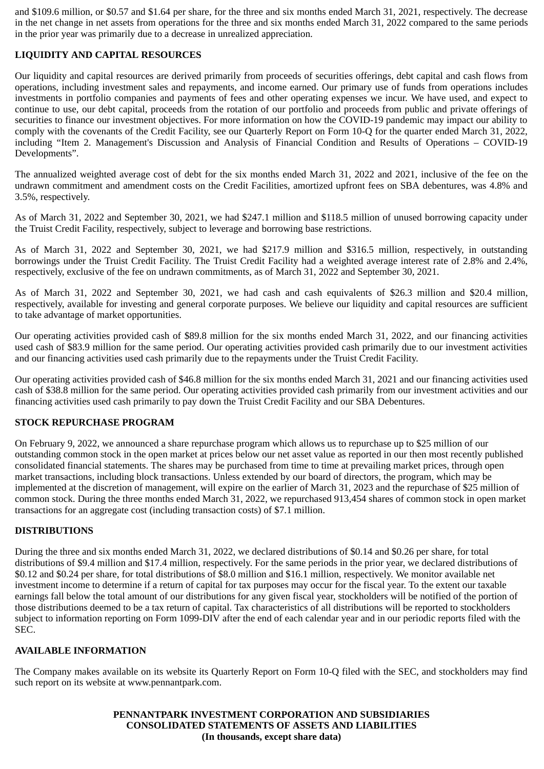and $109.6 million, or $0.57 and $1.64 per share, for the three and six months ended March 31, 2021, respectively. The decrease in the net change in net assets from operations for the three and six months ended March 31, 2022 compared to the same periods in the prior year was primarily due to a decrease in unrealized appreciation.

## LIQUIDITY AND CAPITAL RESOURCES

Our liquidity and capital resources are derived primarily from proceeds of securities offerings, debt capital and cash flows from operations, including investment sales and repayments, and income earned. Our primary use of funds from operations includes investments in portfolio companies and payments of fees and other operating expenses we incur. We have used, and expect to continue to use, our debt capital, proceeds from the rotation of our portfolio and proceeds from public and private offerings of securities to finance our investment objectives. For more information on how the COVID-19 pandemic may impact our ability to comply with the covenants of the Credit Facility, see our Quarterly Report on Form 10-Q for the quarter ended March 31, 2022, including "Item 2. Management's Discussion and Analysis of Financial Condition and Results of Operations – COVID-19 Developments".

The annualized weighted average cost of debt for the six months ended March 31, 2022 and 2021, inclusive of the fee on the undrawn commitment and amendment costs on the Credit Facilities, amortized upfront fees on SBA debentures, was 4.8% and 3.5%, respectively.

As of March 31, 2022 and September 30, 2021, we had $247.1 million and $118.5 million of unused borrowing capacity under the Truist Credit Facility, respectively, subject to leverage and borrowing base restrictions.

As of March 31, 2022 and September 30, 2021, we had $217.9 million and $316.5 million, respectively, in outstanding borrowings under the Truist Credit Facility. The Truist Credit Facility had a weighted average interest rate of 2.8% and 2.4%, respectively, exclusive of the fee on undrawn commitments, as of March 31, 2022 and September 30, 2021.

As of March 31, 2022 and September 30, 2021, we had cash and cash equivalents of $26.3 million and $20.4 million, respectively, available for investing and general corporate purposes. We believe our liquidity and capital resources are sufficient to take advantage of market opportunities.

Our operating activities provided cash of $89.8 million for the six months ended March 31, 2022, and our financing activities used cash of $83.9 million for the same period. Our operating activities provided cash primarily due to our investment activities and our financing activities used cash primarily due to the repayments under the Truist Credit Facility.

Our operating activities provided cash of $46.8 million for the six months ended March 31, 2021 and our financing activities used cash of $38.8 million for the same period. Our operating activities provided cash primarily from our investment activities and our financing activities used cash primarily to pay down the Truist Credit Facility and our SBA Debentures.

## STOCK REPURCHASE PROGRAM

On February 9, 2022, we announced a share repurchase program which allows us to repurchase up to $25 million of our outstanding common stock in the open market at prices below our net asset value as reported in our then most recently published consolidated financial statements. The shares may be purchased from time to time at prevailing market prices, through open market transactions, including block transactions. Unless extended by our board of directors, the program, which may be implemented at the discretion of management, will expire on the earlier of March 31, 2023 and the repurchase of $25 million of common stock. During the three months ended March 31, 2022, we repurchased 913,454 shares of common stock in open market transactions for an aggregate cost (including transaction costs) of $7.1 million.

## DISTRIBUTIONS

During the three and six months ended March 31, 2022, we declared distributions of $0.14 and $0.26 per share, for total distributions of $9.4 million and $17.4 million, respectively. For the same periods in the prior year, we declared distributions of $0.12 and $0.24 per share, for total distributions of $8.0 million and $16.1 million, respectively. We monitor available net investment income to determine if a return of capital for tax purposes may occur for the fiscal year. To the extent our taxable earnings fall below the total amount of our distributions for any given fiscal year, stockholders will be notified of the portion of those distributions deemed to be a tax return of capital. Tax characteristics of all distributions will be reported to stockholders subject to information reporting on Form 1099-DIV after the end of each calendar year and in our periodic reports filed with the SEC.

## AVAILABLE INFORMATION

The Company makes available on its website its Quarterly Report on Form 10-Q filed with the SEC, and stockholders may find such report on its website at www.pennantpark.com.

**PENNANTPARK INVESTMENT CORPORATION AND SUBSIDIARIES**
**CONSOLIDATED STATEMENTS OF ASSETS AND LIABILITIES**
**(In thousands, except share data)**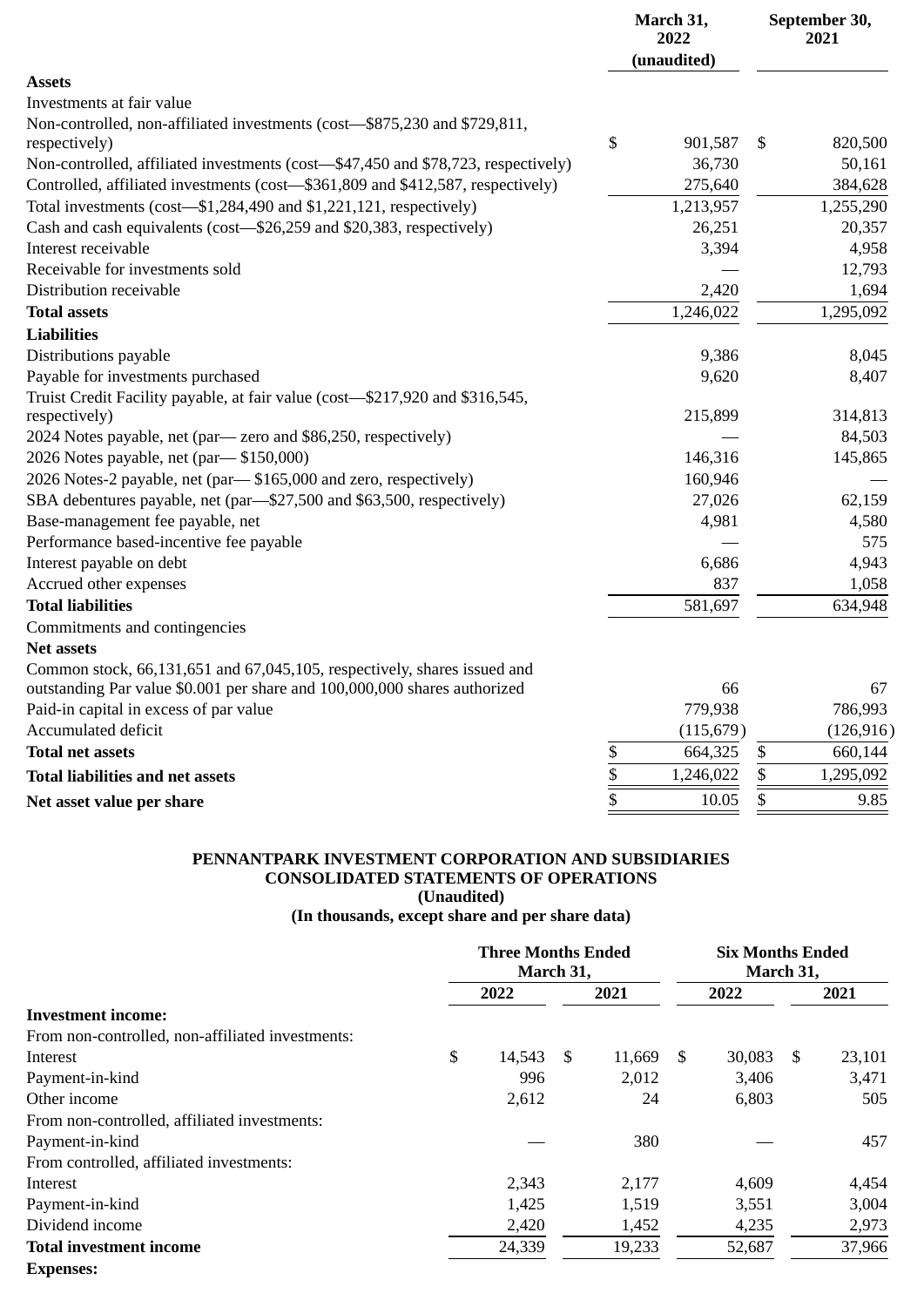|  | March 31, 2022 (unaudited) | September 30, 2021 |
|---|---|---|
| **Assets** |  |  |
| Investments at fair value |  |  |
| Non-controlled, non-affiliated investments (cost—$875,230 and $729,811, respectively) | $ 901,587 | $ 820,500 |
| Non-controlled, affiliated investments (cost—$47,450 and $78,723, respectively) | 36,730 | 50,161 |
| Controlled, affiliated investments (cost—$361,809 and $412,587, respectively) | 275,640 | 384,628 |
| Total investments (cost—$1,284,490 and $1,221,121, respectively) | 1,213,957 | 1,255,290 |
| Cash and cash equivalents (cost—$26,259 and $20,383, respectively) | 26,251 | 20,357 |
| Interest receivable | 3,394 | 4,958 |
| Receivable for investments sold | — | 12,793 |
| Distribution receivable | 2,420 | 1,694 |
| **Total assets** | 1,246,022 | 1,295,092 |
| **Liabilities** |  |  |
| Distributions payable | 9,386 | 8,045 |
| Payable for investments purchased | 9,620 | 8,407 |
| Truist Credit Facility payable, at fair value (cost—$217,920 and $316,545, respectively) | 215,899 | 314,813 |
| 2024 Notes payable, net (par— zero and $86,250, respectively) | — | 84,503 |
| 2026 Notes payable, net (par— $150,000) | 146,316 | 145,865 |
| 2026 Notes-2 payable, net (par— $165,000 and zero, respectively) | 160,946 | — |
| SBA debentures payable, net (par—$27,500 and $63,500, respectively) | 27,026 | 62,159 |
| Base-management fee payable, net | 4,981 | 4,580 |
| Performance based-incentive fee payable | — | 575 |
| Interest payable on debt | 6,686 | 4,943 |
| Accrued other expenses | 837 | 1,058 |
| **Total liabilities** | 581,697 | 634,948 |
| Commitments and contingencies |  |  |
| **Net assets** |  |  |
| Common stock, 66,131,651 and 67,045,105, respectively, shares issued and outstanding Par value $0.001 per share and 100,000,000 shares authorized | 66 | 67 |
| Paid-in capital in excess of par value | 779,938 | 786,993 |
| Accumulated deficit | (115,679) | (126,916) |
| **Total net assets** | $ 664,325 | $ 660,144 |
| **Total liabilities and net assets** | $ 1,246,022 | $ 1,295,092 |
| **Net asset value per share** | $ 10.05 | $ 9.85 |

**PENNANTPARK INVESTMENT CORPORATION AND SUBSIDIARIES**
**CONSOLIDATED STATEMENTS OF OPERATIONS**
**(Unaudited)**
**(In thousands, except share and per share data)**

|  | Three Months Ended March 31, |  | Six Months Ended March 31, |  |
|---|---|---|---|---|
|  | 2022 | 2021 | 2022 | 2021 |
| **Investment income:** |  |  |  |  |
| From non-controlled, non-affiliated investments: |  |  |  |  |
| Interest | $ 14,543 | $ 11,669 | $ 30,083 | $ 23,101 |
| Payment-in-kind | 996 | 2,012 | 3,406 | 3,471 |
| Other income | 2,612 | 24 | 6,803 | 505 |
| From non-controlled, affiliated investments: |  |  |  |  |
| Payment-in-kind | — | 380 | — | 457 |
| From controlled, affiliated investments: |  |  |  |  |
| Interest | 2,343 | 2,177 | 4,609 | 4,454 |
| Payment-in-kind | 1,425 | 1,519 | 3,551 | 3,004 |
| Dividend income | 2,420 | 1,452 | 4,235 | 2,973 |
| **Total investment income** | 24,339 | 19,233 | 52,687 | 37,966 |
| **Expenses:** |  |  |  |  |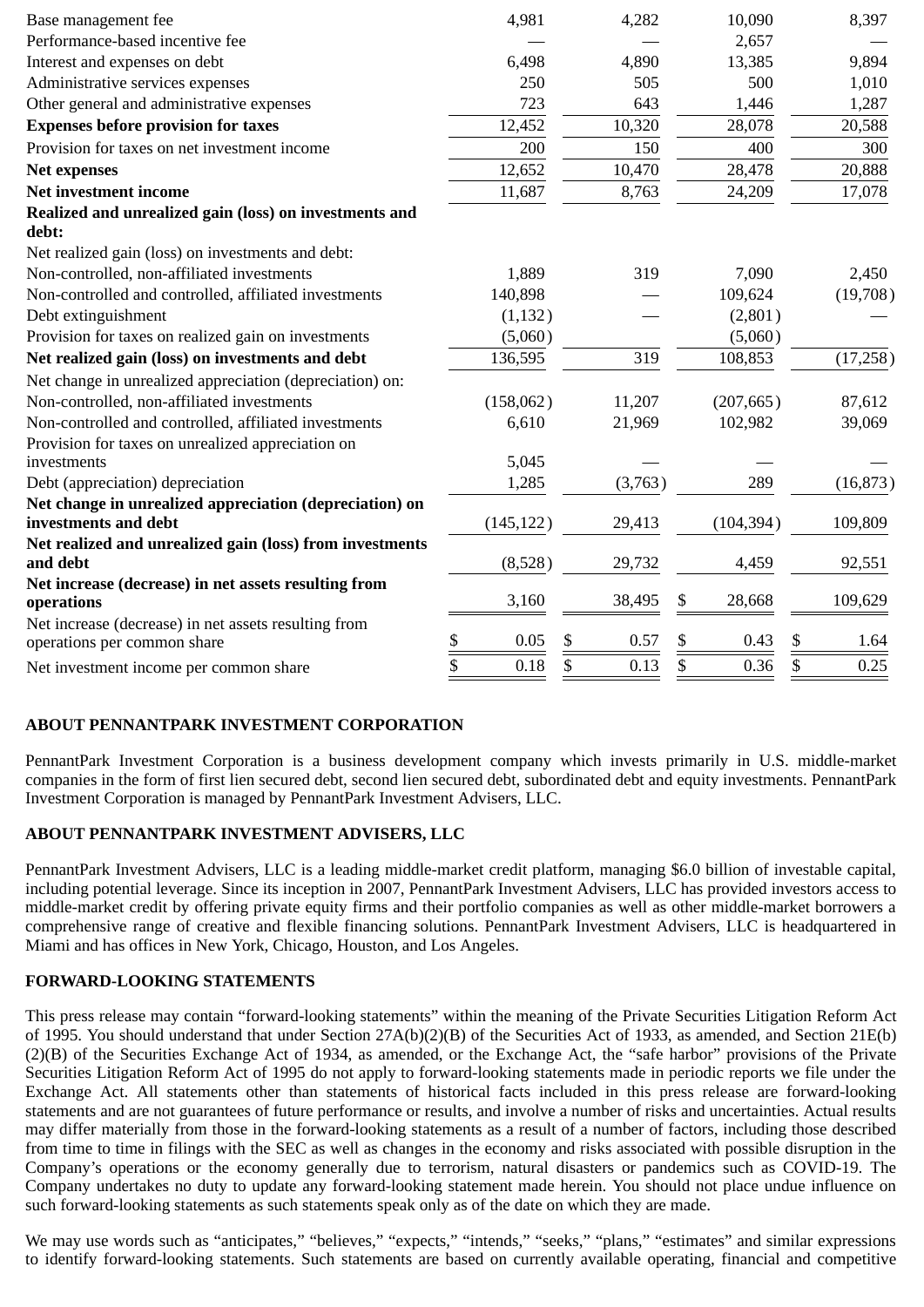| | | | | |
|---|---|---|---|---|
| Base management fee | 4,981 | 4,282 | 10,090 | 8,397 |
| Performance-based incentive fee | — | — | 2,657 | — |
| Interest and expenses on debt | 6,498 | 4,890 | 13,385 | 9,894 |
| Administrative services expenses | 250 | 505 | 500 | 1,010 |
| Other general and administrative expenses | 723 | 643 | 1,446 | 1,287 |
| **Expenses before provision for taxes** | 12,452 | 10,320 | 28,078 | 20,588 |
| Provision for taxes on net investment income | 200 | 150 | 400 | 300 |
| **Net expenses** | 12,652 | 10,470 | 28,478 | 20,888 |
| **Net investment income** | 11,687 | 8,763 | 24,209 | 17,078 |
| **Realized and unrealized gain (loss) on investments and debt:** | | | | |
| Net realized gain (loss) on investments and debt: | | | | |
| Non-controlled, non-affiliated investments | 1,889 | 319 | 7,090 | 2,450 |
| Non-controlled and controlled, affiliated investments | 140,898 | — | 109,624 | (19,708) |
| Debt extinguishment | (1,132) | — | (2,801) | — |
| Provision for taxes on realized gain on investments | (5,060) | | (5,060) | |
| **Net realized gain (loss) on investments and debt** | 136,595 | 319 | 108,853 | (17,258) |
| Net change in unrealized appreciation (depreciation) on: | | | | |
| Non-controlled, non-affiliated investments | (158,062) | 11,207 | (207,665) | 87,612 |
| Non-controlled and controlled, affiliated investments | 6,610 | 21,969 | 102,982 | 39,069 |
| Provision for taxes on unrealized appreciation on investments | 5,045 | — | — | — |
| Debt (appreciation) depreciation | 1,285 | (3,763) | 289 | (16,873) |
| **Net change in unrealized appreciation (depreciation) on investments and debt** | (145,122) | 29,413 | (104,394) | 109,809 |
| **Net realized and unrealized gain (loss) from investments and debt** | (8,528) | 29,732 | 4,459 | 92,551 |
| **Net increase (decrease) in net assets resulting from operations** | 3,160 | 38,495 | $ 28,668 | 109,629 |
| Net increase (decrease) in net assets resulting from operations per common share | $ 0.05 | $ 0.57 | $ 0.43 | $ 1.64 |
| Net investment income per common share | $ 0.18 | $ 0.13 | $ 0.36 | $ 0.25 |

## ABOUT PENNANTPARK INVESTMENT CORPORATION

PennantPark Investment Corporation is a business development company which invests primarily in U.S. middle-market companies in the form of first lien secured debt, second lien secured debt, subordinated debt and equity investments. PennantPark Investment Corporation is managed by PennantPark Investment Advisers, LLC.

## ABOUT PENNANTPARK INVESTMENT ADVISERS, LLC

PennantPark Investment Advisers, LLC is a leading middle-market credit platform, managing $6.0 billion of investable capital, including potential leverage. Since its inception in 2007, PennantPark Investment Advisers, LLC has provided investors access to middle-market credit by offering private equity firms and their portfolio companies as well as other middle-market borrowers a comprehensive range of creative and flexible financing solutions. PennantPark Investment Advisers, LLC is headquartered in Miami and has offices in New York, Chicago, Houston, and Los Angeles.

## FORWARD-LOOKING STATEMENTS

This press release may contain "forward-looking statements" within the meaning of the Private Securities Litigation Reform Act of 1995. You should understand that under Section 27A(b)(2)(B) of the Securities Act of 1933, as amended, and Section 21E(b)(2)(B) of the Securities Exchange Act of 1934, as amended, or the Exchange Act, the "safe harbor" provisions of the Private Securities Litigation Reform Act of 1995 do not apply to forward-looking statements made in periodic reports we file under the Exchange Act. All statements other than statements of historical facts included in this press release are forward-looking statements and are not guarantees of future performance or results, and involve a number of risks and uncertainties. Actual results may differ materially from those in the forward-looking statements as a result of a number of factors, including those described from time to time in filings with the SEC as well as changes in the economy and risks associated with possible disruption in the Company's operations or the economy generally due to terrorism, natural disasters or pandemics such as COVID-19. The Company undertakes no duty to update any forward-looking statement made herein. You should not place undue influence on such forward-looking statements as such statements speak only as of the date on which they are made.

We may use words such as "anticipates," "believes," "expects," "intends," "seeks," "plans," "estimates" and similar expressions to identify forward-looking statements. Such statements are based on currently available operating, financial and competitive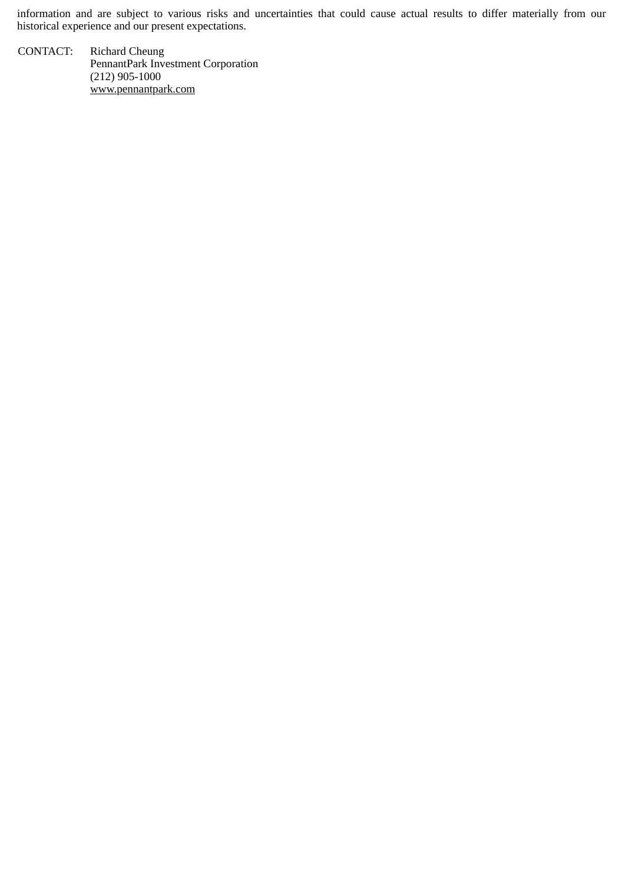information and are subject to various risks and uncertainties that could cause actual results to differ materially from our historical experience and our present expectations.

| | |
|---|---|
| CONTACT: | Richard Cheung<br>PennantPark Investment Corporation<br>(212) 905-1000<br>www.pennantpark.com |